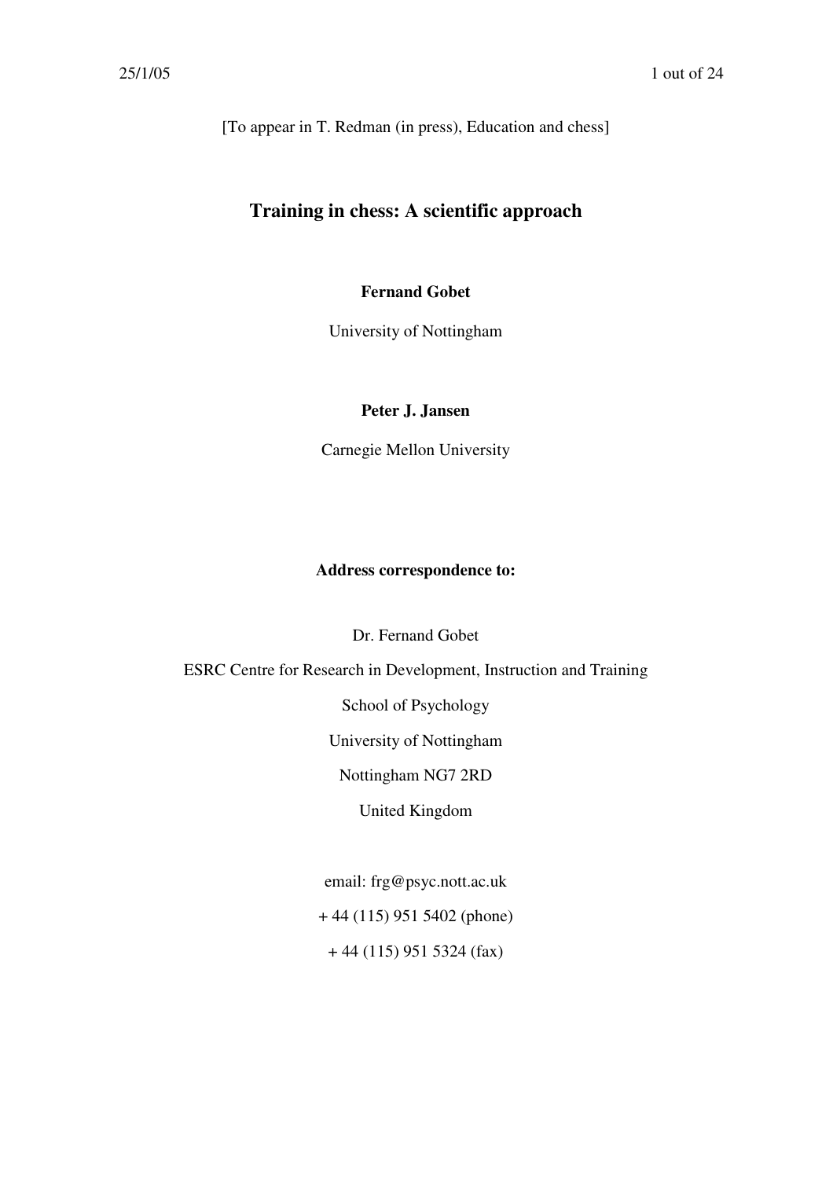[To appear in T. Redman (in press), Education and chess]

# Training in chess: A scientific approach

**Fernand Gobet**

University of Nottingham

**Peter J. Jansen**

Carnegie Mellon University

**Address correspondence to:**

Dr. Fernand Gobet

ESRC Centre for Research in Development, Instruction and Training

School of Psychology

University of Nottingham

Nottingham NG7 2RD

United Kingdom

email: frg@psyc.nott.ac.uk

+ 44 (115) 951 5402 (phone)

+ 44 (115) 951 5324 (fax)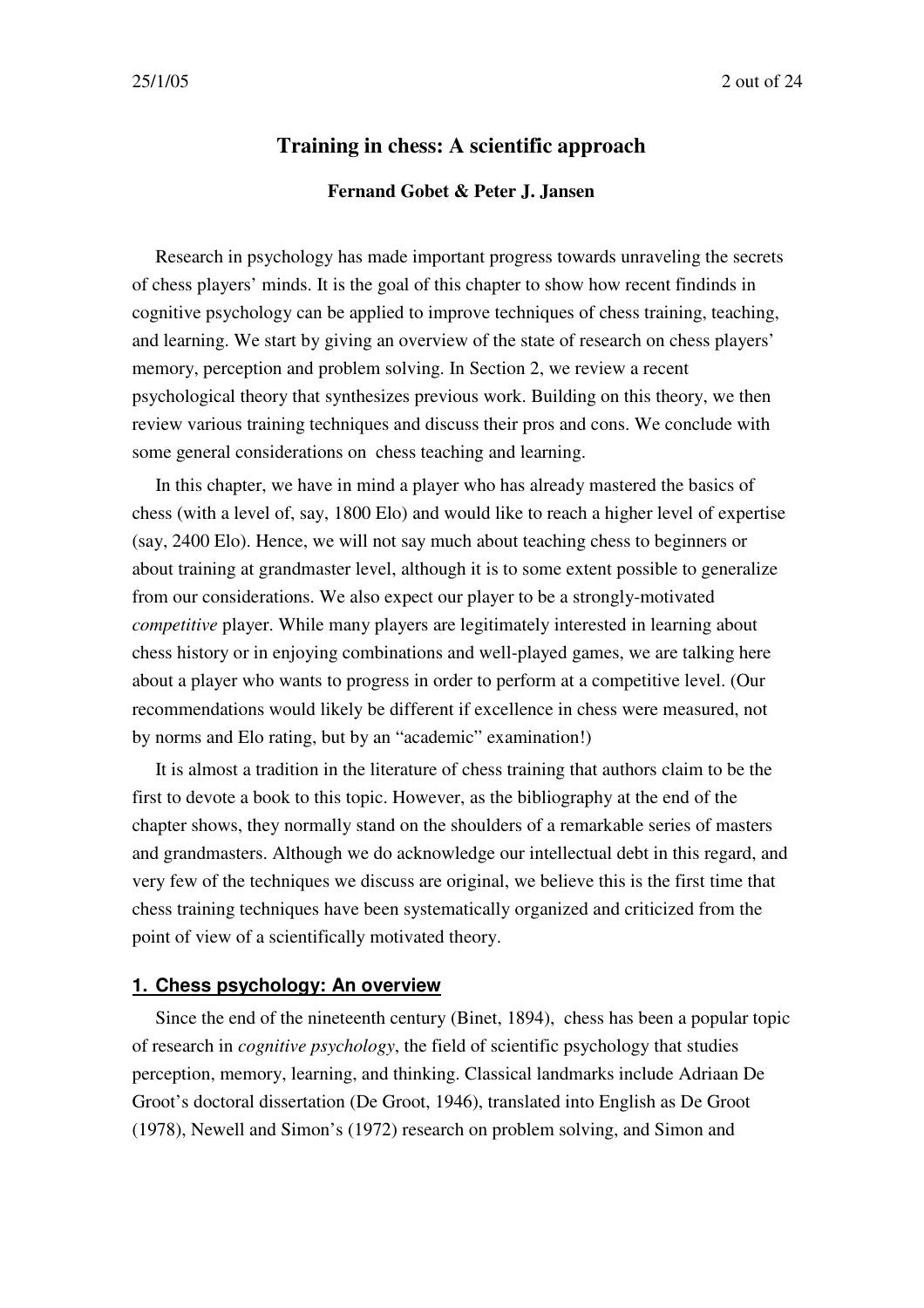# Training in chess: A scientific approach

**Fernand Gobet & Peter J. Jansen**

Research in psychology has made important progress towards unraveling the secrets of chess players' minds. It is the goal of this chapter to show how recent findinds in cognitive psychology can be applied to improve techniques of chess training, teaching, and learning. We start by giving an overview of the state of research on chess players' memory, perception and problem solving. In Section 2, we review a recent psychological theory that synthesizes previous work. Building on this theory, we then review various training techniques and discuss their pros and cons. We conclude with some general considerations on chess teaching and learning.

In this chapter, we have in mind a player who has already mastered the basics of chess (with a level of, say, 1800 Elo) and would like to reach a higher level of expertise (say, 2400 Elo). Hence, we will not say much about teaching chess to beginners or about training at grandmaster level, although it is to some extent possible to generalize from our considerations. We also expect our player to be a strongly-motivated *competitive* player. While many players are legitimately interested in learning about chess history or in enjoying combinations and well-played games, we are talking here about a player who wants to progress in order to perform at a competitive level. (Our recommendations would likely be different if excellence in chess were measured, not by norms and Elo rating, but by an "academic" examination!)

It is almost a tradition in the literature of chess training that authors claim to be the first to devote a book to this topic. However, as the bibliography at the end of the chapter shows, they normally stand on the shoulders of a remarkable series of masters and grandmasters. Although we do acknowledge our intellectual debt in this regard, and very few of the techniques we discuss are original, we believe this is the first time that chess training techniques have been systematically organized and criticized from the point of view of a scientifically motivated theory.

## 1. Chess psychology: An overview

Since the end of the nineteenth century (Binet, 1894), chess has been a popular topic of research in *cognitive psychology*, the field of scientific psychology that studies perception, memory, learning, and thinking. Classical landmarks include Adriaan De Groot's doctoral dissertation (De Groot, 1946), translated into English as De Groot (1978), Newell and Simon's (1972) research on problem solving, and Simon and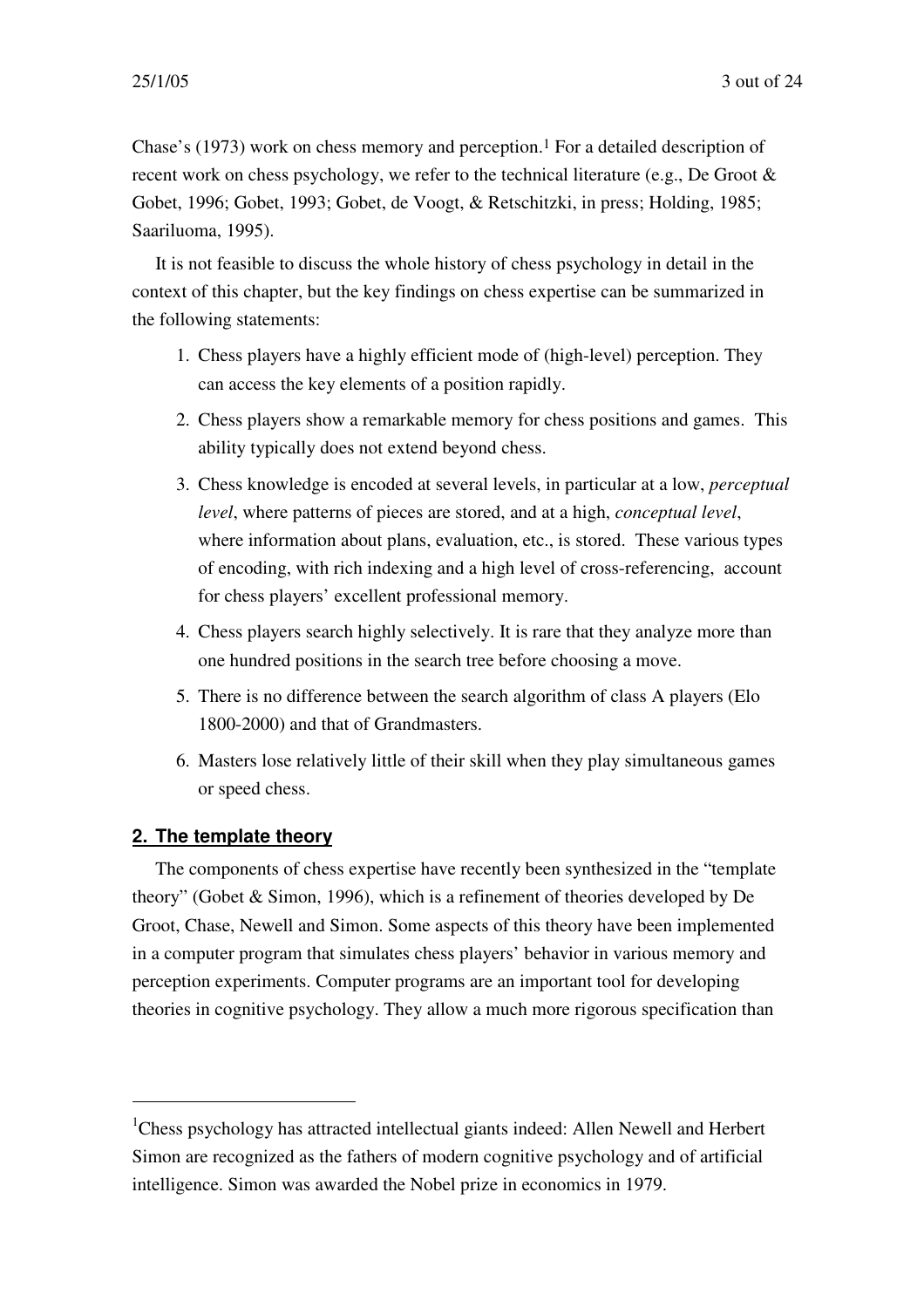Chase's (1973) work on chess memory and perception.[1] For a detailed description of recent work on chess psychology, we refer to the technical literature (e.g., De Groot & Gobet, 1996; Gobet, 1993; Gobet, de Voogt, & Retschitzki, in press; Holding, 1985; Saariluoma, 1995).

It is not feasible to discuss the whole history of chess psychology in detail in the context of this chapter, but the key findings on chess expertise can be summarized in the following statements:

1. Chess players have a highly efficient mode of (high-level) perception. They can access the key elements of a position rapidly.
2. Chess players show a remarkable memory for chess positions and games. This ability typically does not extend beyond chess.
3. Chess knowledge is encoded at several levels, in particular at a low, *perceptual level*, where patterns of pieces are stored, and at a high, *conceptual level*, where information about plans, evaluation, etc., is stored. These various types of encoding, with rich indexing and a high level of cross-referencing, account for chess players' excellent professional memory.
4. Chess players search highly selectively. It is rare that they analyze more than one hundred positions in the search tree before choosing a move.
5. There is no difference between the search algorithm of class A players (Elo 1800-2000) and that of Grandmasters.
6. Masters lose relatively little of their skill when they play simultaneous games or speed chess.

## 2. The template theory

The components of chess expertise have recently been synthesized in the "template theory" (Gobet & Simon, 1996), which is a refinement of theories developed by De Groot, Chase, Newell and Simon. Some aspects of this theory have been implemented in a computer program that simulates chess players' behavior in various memory and perception experiments. Computer programs are an important tool for developing theories in cognitive psychology. They allow a much more rigorous specification than

---

[1] Chess psychology has attracted intellectual giants indeed: Allen Newell and Herbert Simon are recognized as the fathers of modern cognitive psychology and of artificial intelligence. Simon was awarded the Nobel prize in economics in 1979.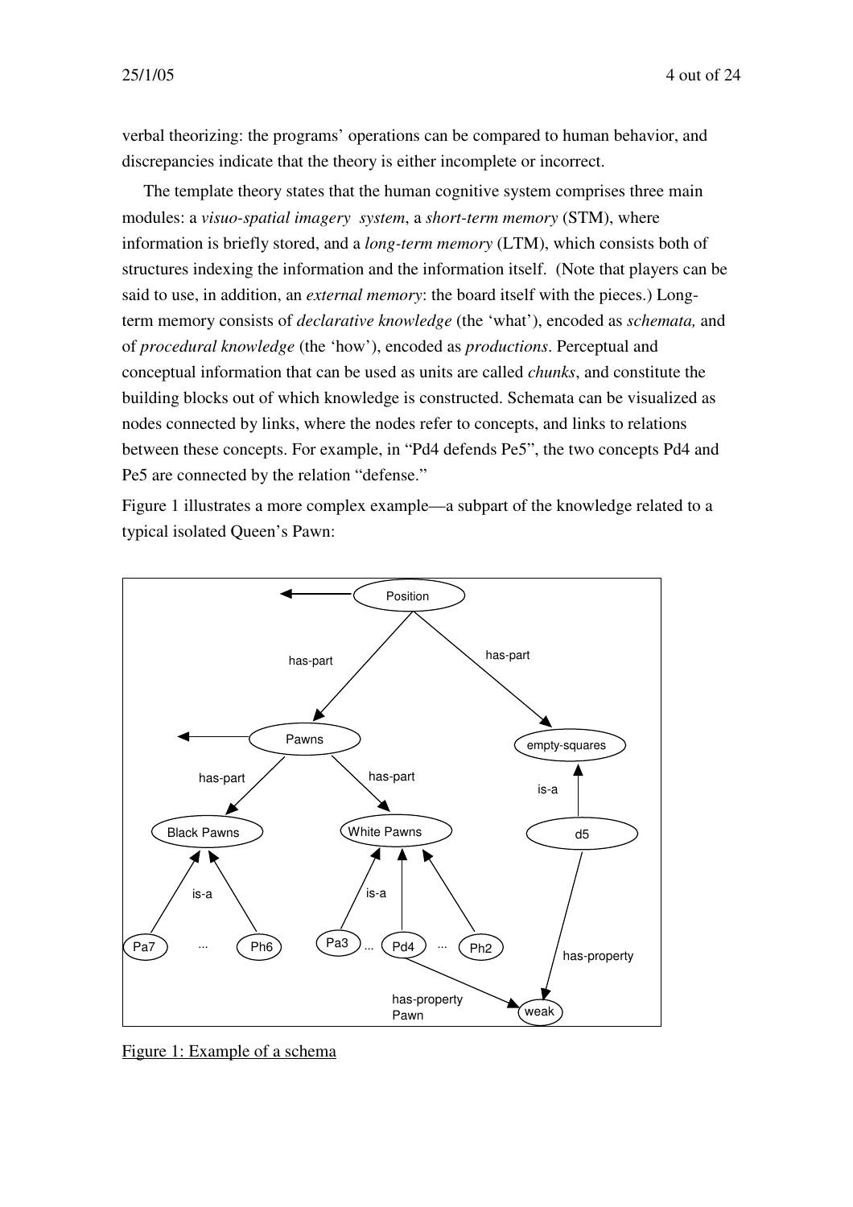verbal theorizing: the programs' operations can be compared to human behavior, and discrepancies indicate that the theory is either incomplete or incorrect.

The template theory states that the human cognitive system comprises three main modules: a *visuo-spatial imagery system*, a *short-term memory* (STM), where information is briefly stored, and a *long-term memory* (LTM), which consists both of structures indexing the information and the information itself. (Note that players can be said to use, in addition, an *external memory*: the board itself with the pieces.) Long-term memory consists of *declarative knowledge* (the 'what'), encoded as *schemata,* and of *procedural knowledge* (the 'how'), encoded as *productions*. Perceptual and conceptual information that can be used as units are called *chunks*, and constitute the building blocks out of which knowledge is constructed. Schemata can be visualized as nodes connected by links, where the nodes refer to concepts, and links to relations between these concepts. For example, in "Pd4 defends Pe5", the two concepts Pd4 and Pe5 are connected by the relation "defense."

Figure 1 illustrates a more complex example—a subpart of the knowledge related to a typical isolated Queen's Pawn:

Figure 1: Example of a schema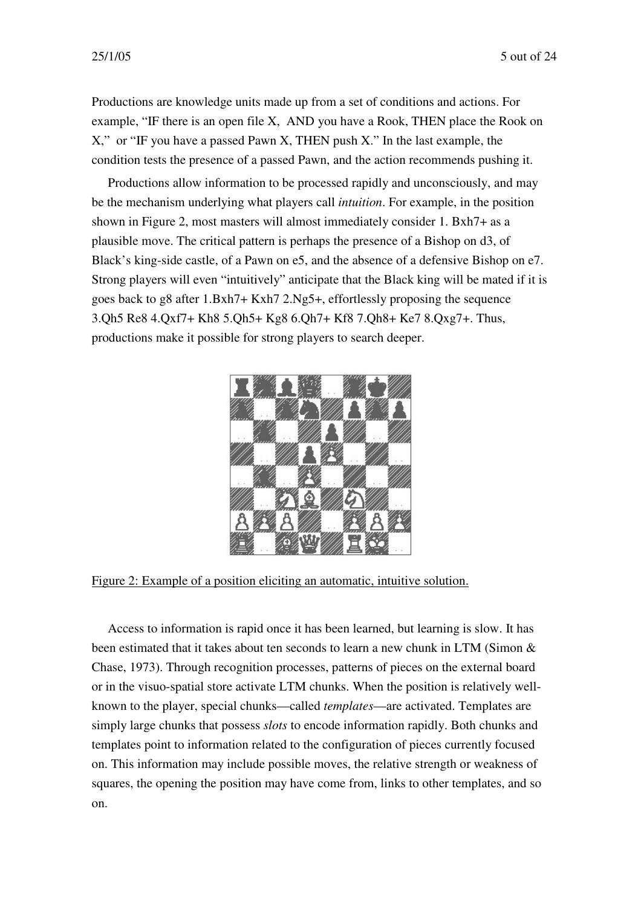Productions are knowledge units made up from a set of conditions and actions. For example, “IF there is an open file X, AND you have a Rook, THEN place the Rook on X,” or “IF you have a passed Pawn X, THEN push X.” In the last example, the condition tests the presence of a passed Pawn, and the action recommends pushing it.

Productions allow information to be processed rapidly and unconsciously, and may be the mechanism underlying what players call *intuition*. For example, in the position shown in Figure 2, most masters will almost immediately consider 1. Bxh7+ as a plausible move. The critical pattern is perhaps the presence of a Bishop on d3, of Black’s king-side castle, of a Pawn on e5, and the absence of a defensive Bishop on e7. Strong players will even “intuitively” anticipate that the Black king will be mated if it is goes back to g8 after 1.Bxh7+ Kxh7 2.Ng5+, effortlessly proposing the sequence 3.Qh5 Re8 4.Qxf7+ Kh8 5.Qh5+ Kg8 6.Qh7+ Kf8 7.Qh8+ Ke7 8.Qxg7+. Thus, productions make it possible for strong players to search deeper.

Figure 2: Example of a position eliciting an automatic, intuitive solution.

Access to information is rapid once it has been learned, but learning is slow. It has been estimated that it takes about ten seconds to learn a new chunk in LTM (Simon & Chase, 1973). Through recognition processes, patterns of pieces on the external board or in the visuo-spatial store activate LTM chunks. When the position is relatively well-known to the player, special chunks—called *templates*—are activated. Templates are simply large chunks that possess *slots* to encode information rapidly. Both chunks and templates point to information related to the configuration of pieces currently focused on. This information may include possible moves, the relative strength or weakness of squares, the opening the position may have come from, links to other templates, and so on.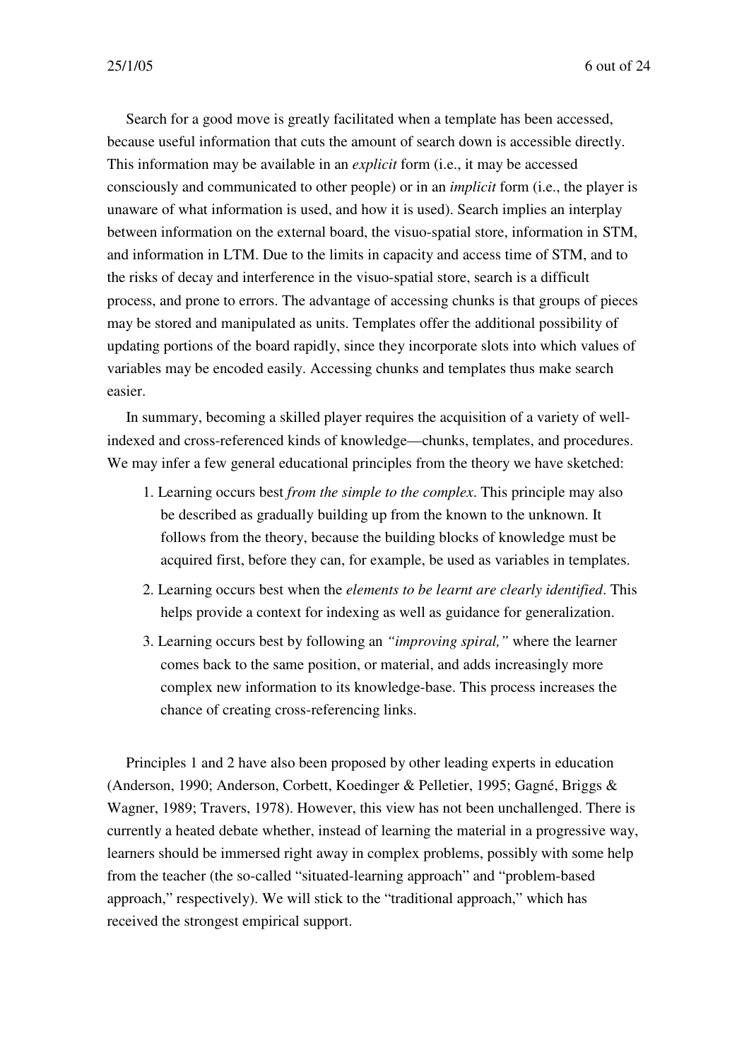Search for a good move is greatly facilitated when a template has been accessed, because useful information that cuts the amount of search down is accessible directly. This information may be available in an *explicit* form (i.e., it may be accessed consciously and communicated to other people) or in an *implicit* form (i.e., the player is unaware of what information is used, and how it is used). Search implies an interplay between information on the external board, the visuo-spatial store, information in STM, and information in LTM. Due to the limits in capacity and access time of STM, and to the risks of decay and interference in the visuo-spatial store, search is a difficult process, and prone to errors. The advantage of accessing chunks is that groups of pieces may be stored and manipulated as units. Templates offer the additional possibility of updating portions of the board rapidly, since they incorporate slots into which values of variables may be encoded easily. Accessing chunks and templates thus make search easier.

In summary, becoming a skilled player requires the acquisition of a variety of well-indexed and cross-referenced kinds of knowledge—chunks, templates, and procedures. We may infer a few general educational principles from the theory we have sketched:

1. Learning occurs best *from the simple to the complex*. This principle may also be described as gradually building up from the known to the unknown. It follows from the theory, because the building blocks of knowledge must be acquired first, before they can, for example, be used as variables in templates.
2. Learning occurs best when the *elements to be learnt are clearly identified*. This helps provide a context for indexing as well as guidance for generalization.
3. Learning occurs best by following an *"improving spiral,"* where the learner comes back to the same position, or material, and adds increasingly more complex new information to its knowledge-base. This process increases the chance of creating cross-referencing links.

Principles 1 and 2 have also been proposed by other leading experts in education (Anderson, 1990; Anderson, Corbett, Koedinger & Pelletier, 1995; Gagné, Briggs & Wagner, 1989; Travers, 1978). However, this view has not been unchallenged. There is currently a heated debate whether, instead of learning the material in a progressive way, learners should be immersed right away in complex problems, possibly with some help from the teacher (the so-called "situated-learning approach" and "problem-based approach," respectively). We will stick to the "traditional approach," which has received the strongest empirical support.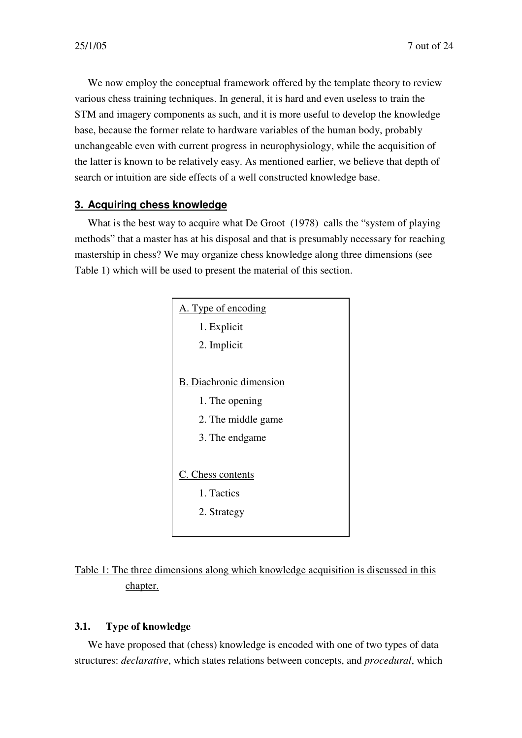We now employ the conceptual framework offered by the template theory to review various chess training techniques. In general, it is hard and even useless to train the STM and imagery components as such, and it is more useful to develop the knowledge base, because the former relate to hardware variables of the human body, probably unchangeable even with current progress in neurophysiology, while the acquisition of the latter is known to be relatively easy. As mentioned earlier, we believe that depth of search or intuition are side effects of a well constructed knowledge base.

## 3. Acquiring chess knowledge

What is the best way to acquire what De Groot (1978) calls the "system of playing methods" that a master has at his disposal and that is presumably necessary for reaching mastership in chess? We may organize chess knowledge along three dimensions (see Table 1) which will be used to present the material of this section.

A. Type of encoding

1. Explicit
2. Implicit

B. Diachronic dimension

1. The opening
2. The middle game
3. The endgame

C. Chess contents

1. Tactics
2. Strategy

Table 1: The three dimensions along which knowledge acquisition is discussed in this chapter.

### 3.1. Type of knowledge

We have proposed that (chess) knowledge is encoded with one of two types of data structures: *declarative*, which states relations between concepts, and *procedural*, which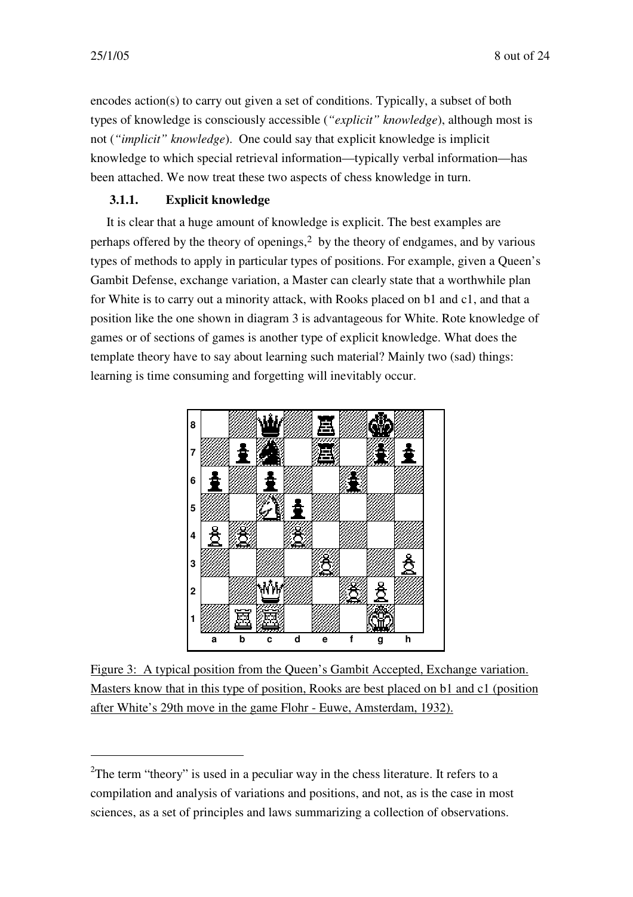encodes action(s) to carry out given a set of conditions. Typically, a subset of both types of knowledge is consciously accessible (*"explicit" knowledge*), although most is not (*"implicit" knowledge*). One could say that explicit knowledge is implicit knowledge to which special retrieval information—typically verbal information—has been attached. We now treat these two aspects of chess knowledge in turn.

### 3.1.1. Explicit knowledge

It is clear that a huge amount of knowledge is explicit. The best examples are perhaps offered by the theory of openings,[2] by the theory of endgames, and by various types of methods to apply in particular types of positions. For example, given a Queen's Gambit Defense, exchange variation, a Master can clearly state that a worthwhile plan for White is to carry out a minority attack, with Rooks placed on b1 and c1, and that a position like the one shown in diagram 3 is advantageous for White. Rote knowledge of games or of sections of games is another type of explicit knowledge. What does the template theory have to say about learning such material? Mainly two (sad) things: learning is time consuming and forgetting will inevitably occur.

Figure 3: A typical position from the Queen's Gambit Accepted, Exchange variation. Masters know that in this type of position, Rooks are best placed on b1 and c1 (position after White's 29th move in the game Flohr - Euwe, Amsterdam, 1932).

[2]The term "theory" is used in a peculiar way in the chess literature. It refers to a compilation and analysis of variations and positions, and not, as is the case in most sciences, as a set of principles and laws summarizing a collection of observations.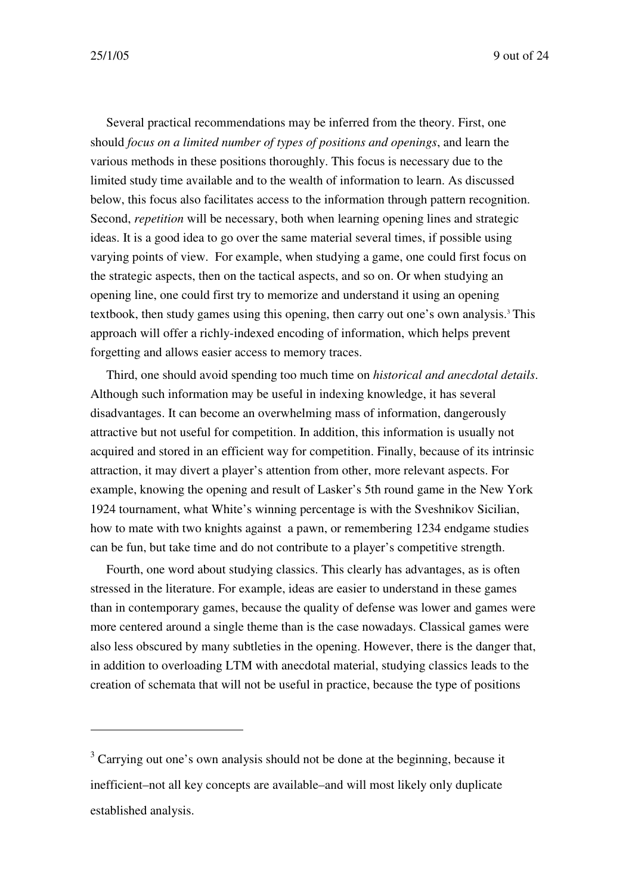Several practical recommendations may be inferred from the theory. First, one should *focus on a limited number of types of positions and openings*, and learn the various methods in these positions thoroughly. This focus is necessary due to the limited study time available and to the wealth of information to learn. As discussed below, this focus also facilitates access to the information through pattern recognition. Second, *repetition* will be necessary, both when learning opening lines and strategic ideas. It is a good idea to go over the same material several times, if possible using varying points of view. For example, when studying a game, one could first focus on the strategic aspects, then on the tactical aspects, and so on. Or when studying an opening line, one could first try to memorize and understand it using an opening textbook, then study games using this opening, then carry out one's own analysis.[3] This approach will offer a richly-indexed encoding of information, which helps prevent forgetting and allows easier access to memory traces.

Third, one should avoid spending too much time on *historical and anecdotal details*. Although such information may be useful in indexing knowledge, it has several disadvantages. It can become an overwhelming mass of information, dangerously attractive but not useful for competition. In addition, this information is usually not acquired and stored in an efficient way for competition. Finally, because of its intrinsic attraction, it may divert a player's attention from other, more relevant aspects. For example, knowing the opening and result of Lasker's 5th round game in the New York 1924 tournament, what White's winning percentage is with the Sveshnikov Sicilian, how to mate with two knights against a pawn, or remembering 1234 endgame studies can be fun, but take time and do not contribute to a player's competitive strength.

Fourth, one word about studying classics. This clearly has advantages, as is often stressed in the literature. For example, ideas are easier to understand in these games than in contemporary games, because the quality of defense was lower and games were more centered around a single theme than is the case nowadays. Classical games were also less obscured by many subtleties in the opening. However, there is the danger that, in addition to overloading LTM with anecdotal material, studying classics leads to the creation of schemata that will not be useful in practice, because the type of positions

---

[3] Carrying out one's own analysis should not be done at the beginning, because it inefficient–not all key concepts are available–and will most likely only duplicate established analysis.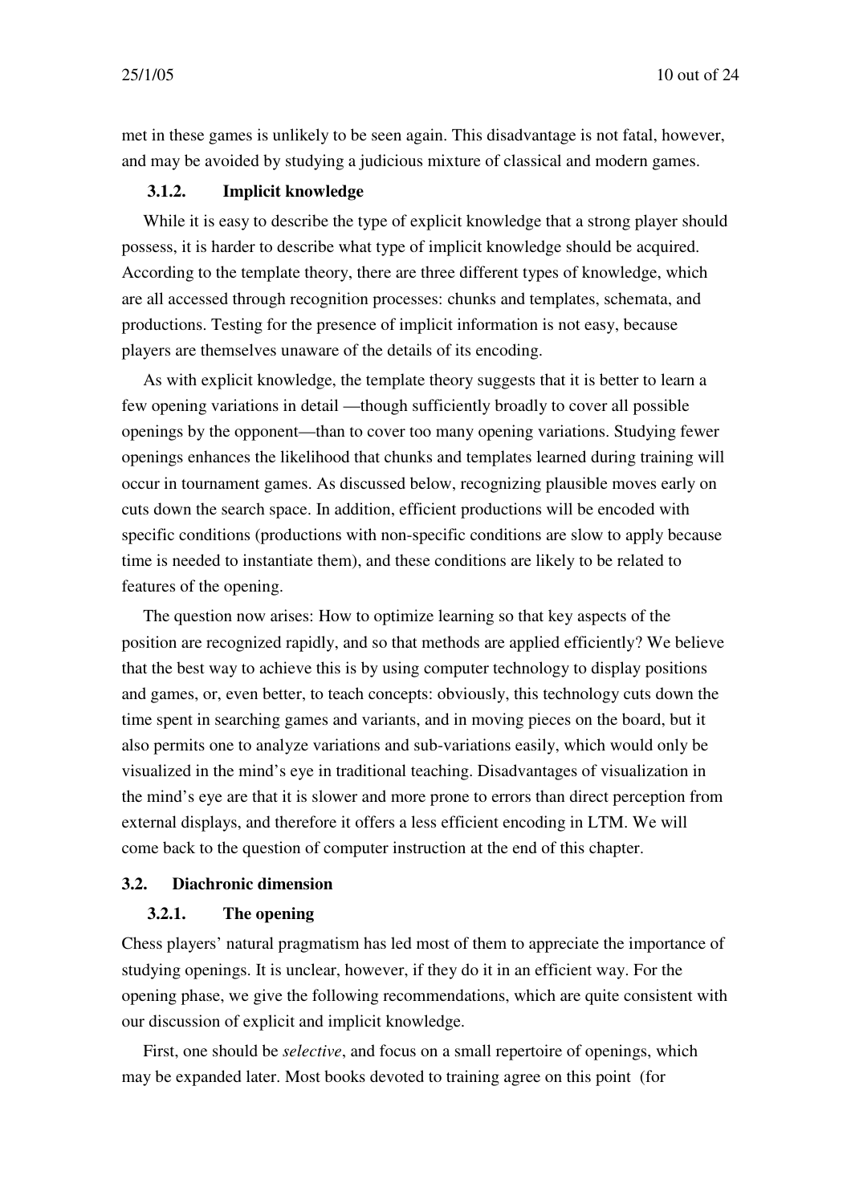met in these games is unlikely to be seen again. This disadvantage is not fatal, however, and may be avoided by studying a judicious mixture of classical and modern games.

#### 3.1.2. Implicit knowledge

While it is easy to describe the type of explicit knowledge that a strong player should possess, it is harder to describe what type of implicit knowledge should be acquired. According to the template theory, there are three different types of knowledge, which are all accessed through recognition processes: chunks and templates, schemata, and productions. Testing for the presence of implicit information is not easy, because players are themselves unaware of the details of its encoding.

As with explicit knowledge, the template theory suggests that it is better to learn a few opening variations in detail —though sufficiently broadly to cover all possible openings by the opponent—than to cover too many opening variations. Studying fewer openings enhances the likelihood that chunks and templates learned during training will occur in tournament games. As discussed below, recognizing plausible moves early on cuts down the search space. In addition, efficient productions will be encoded with specific conditions (productions with non-specific conditions are slow to apply because time is needed to instantiate them), and these conditions are likely to be related to features of the opening.

The question now arises: How to optimize learning so that key aspects of the position are recognized rapidly, and so that methods are applied efficiently? We believe that the best way to achieve this is by using computer technology to display positions and games, or, even better, to teach concepts: obviously, this technology cuts down the time spent in searching games and variants, and in moving pieces on the board, but it also permits one to analyze variations and sub-variations easily, which would only be visualized in the mind's eye in traditional teaching. Disadvantages of visualization in the mind's eye are that it is slower and more prone to errors than direct perception from external displays, and therefore it offers a less efficient encoding in LTM. We will come back to the question of computer instruction at the end of this chapter.

### 3.2. Diachronic dimension

#### 3.2.1. The opening

Chess players' natural pragmatism has led most of them to appreciate the importance of studying openings. It is unclear, however, if they do it in an efficient way. For the opening phase, we give the following recommendations, which are quite consistent with our discussion of explicit and implicit knowledge.

First, one should *selective*, and focus on a small repertoire of openings, which may be expanded later. Most books devoted to training agree on this point (for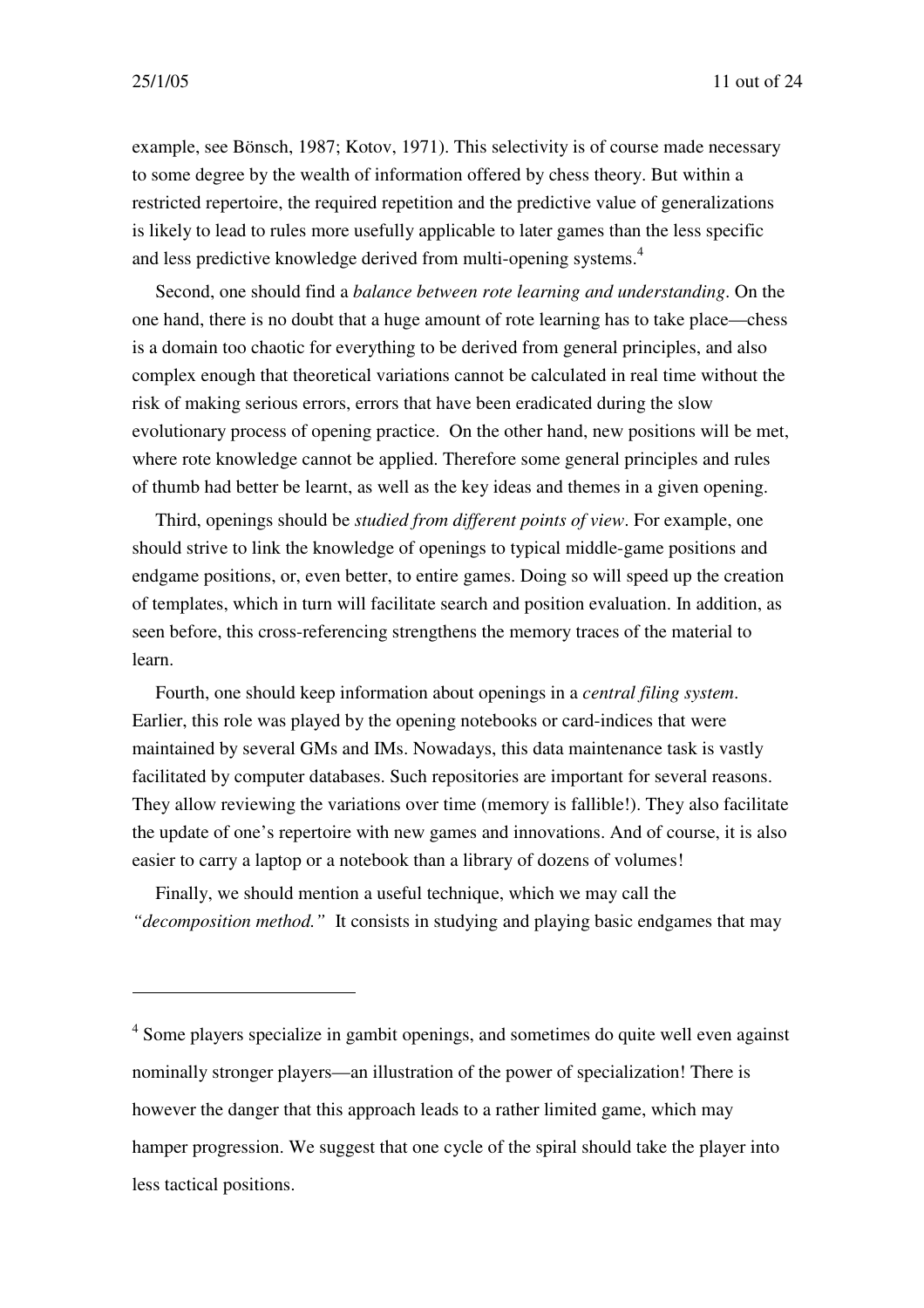example, see Bönsch, 1987; Kotov, 1971). This selectivity is of course made necessary to some degree by the wealth of information offered by chess theory. But within a restricted repertoire, the required repetition and the predictive value of generalizations is likely to lead to rules more usefully applicable to later games than the less specific and less predictive knowledge derived from multi-opening systems.[4]

Second, one should find a *balance between rote learning and understanding*. On the one hand, there is no doubt that a huge amount of rote learning has to take place—chess is a domain too chaotic for everything to be derived from general principles, and also complex enough that theoretical variations cannot be calculated in real time without the risk of making serious errors, errors that have been eradicated during the slow evolutionary process of opening practice. On the other hand, new positions will be met, where rote knowledge cannot be applied. Therefore some general principles and rules of thumb had better be learnt, as well as the key ideas and themes in a given opening.

Third, openings should be *studied from different points of view*. For example, one should strive to link the knowledge of openings to typical middle-game positions and endgame positions, or, even better, to entire games. Doing so will speed up the creation of templates, which in turn will facilitate search and position evaluation. In addition, as seen before, this cross-referencing strengthens the memory traces of the material to learn.

Fourth, one should keep information about openings in a *central filing system*. Earlier, this role was played by the opening notebooks or card-indices that were maintained by several GMs and IMs. Nowadays, this data maintenance task is vastly facilitated by computer databases. Such repositories are important for several reasons. They allow reviewing the variations over time (memory is fallible!). They also facilitate the update of one's repertoire with new games and innovations. And of course, it is also easier to carry a laptop or a notebook than a library of dozens of volumes!

Finally, we should mention a useful technique, which we may call the *"decomposition method."* It consists in studying and playing basic endgames that may

---

[4] Some players specialize in gambit openings, and sometimes do quite well even against nominally stronger players—an illustration of the power of specialization! There is however the danger that this approach leads to a rather limited game, which may hamper progression. We suggest that one cycle of the spiral should take the player into less tactical positions.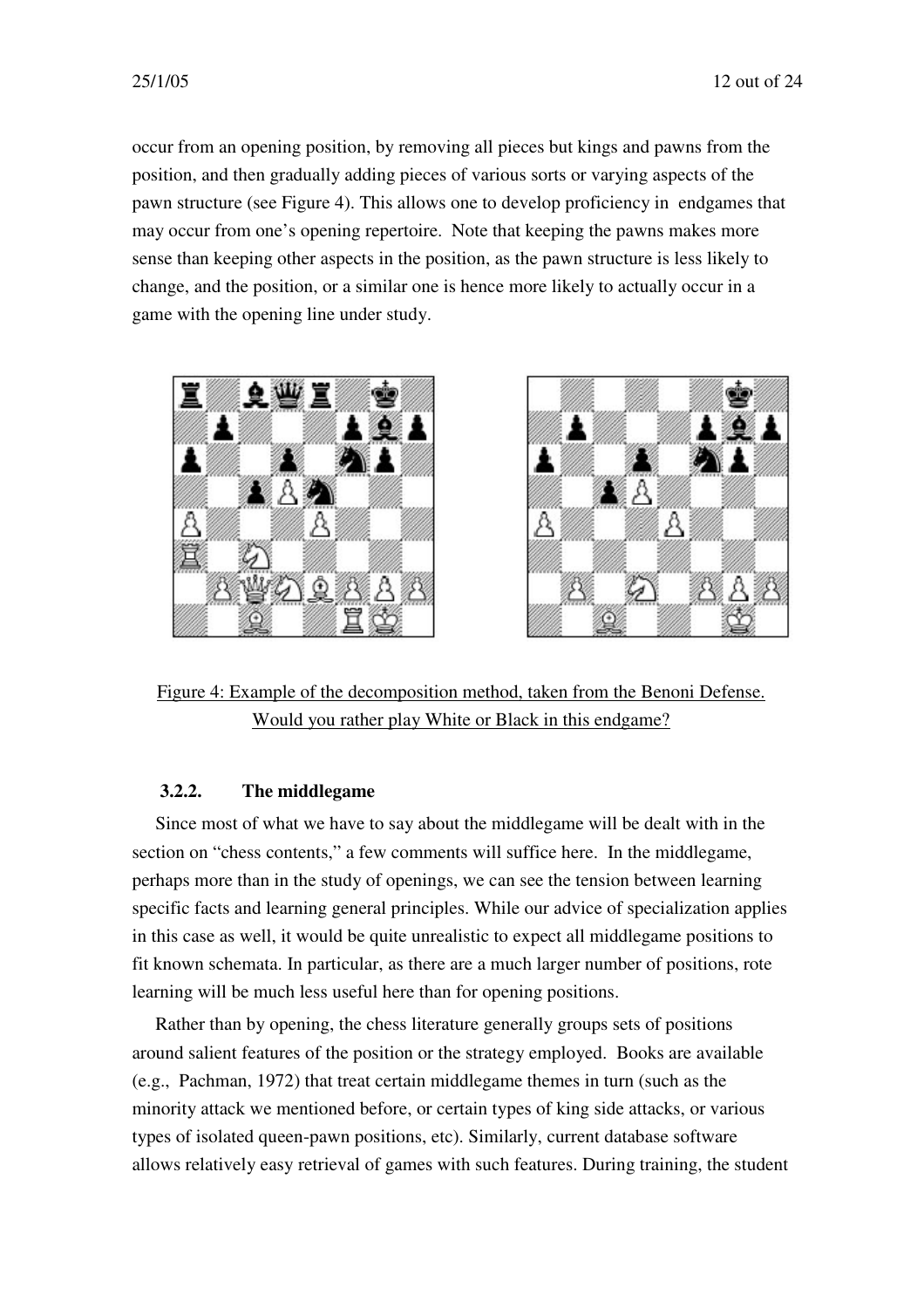occur from an opening position, by removing all pieces but kings and pawns from the position, and then gradually adding pieces of various sorts or varying aspects of the pawn structure (see Figure 4). This allows one to develop proficiency in endgames that may occur from one's opening repertoire. Note that keeping the pawns makes more sense than keeping other aspects in the position, as the pawn structure is less likely to change, and the position, or a similar one is hence more likely to actually occur in a game with the opening line under study.

Figure 4: Example of the decomposition method, taken from the Benoni Defense. Would you rather play White or Black in this endgame?

### 3.2.2. The middlegame

Since most of what we have to say about the middlegame will be dealt with in the section on "chess contents," a few comments will suffice here. In the middlegame, perhaps more than in the study of openings, we can see the tension between learning specific facts and learning general principles. While our advice of specialization applies in this case as well, it would be quite unrealistic to expect all middlegame positions to fit known schemata. In particular, as there are a much larger number of positions, rote learning will be much less useful here than for opening positions.

Rather than by opening, the chess literature generally groups sets of positions around salient features of the position or the strategy employed. Books are available (e.g., Pachman, 1972) that treat certain middlegame themes in turn (such as the minority attack we mentioned before, or certain types of king side attacks, or various types of isolated queen-pawn positions, etc). Similarly, current database software allows relatively easy retrieval of games with such features. During training, the student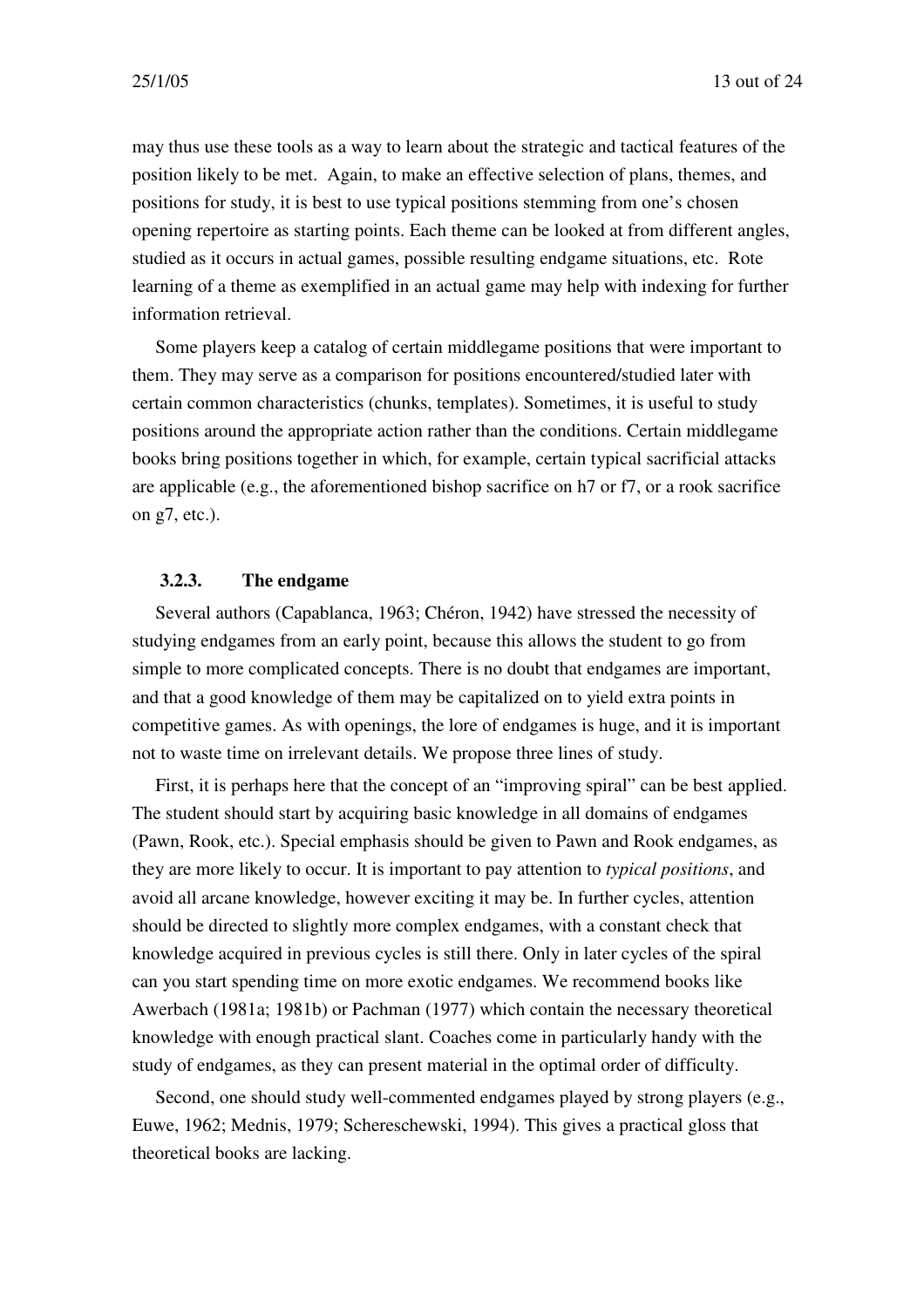may thus use these tools as a way to learn about the strategic and tactical features of the position likely to be met. Again, to make an effective selection of plans, themes, and positions for study, it is best to use typical positions stemming from one's chosen opening repertoire as starting points. Each theme can be looked at from different angles, studied as it occurs in actual games, possible resulting endgame situations, etc. Rote learning of a theme as exemplified in an actual game may help with indexing for further information retrieval.

Some players keep a catalog of certain middlegame positions that were important to them. They may serve as a comparison for positions encountered/studied later with certain common characteristics (chunks, templates). Sometimes, it is useful to study positions around the appropriate action rather than the conditions. Certain middlegame books bring positions together in which, for example, certain typical sacrificial attacks are applicable (e.g., the aforementioned bishop sacrifice on h7 or f7, or a rook sacrifice on g7, etc.).

### 3.2.3. The endgame

Several authors (Capablanca, 1963; Chéron, 1942) have stressed the necessity of studying endgames from an early point, because this allows the student to go from simple to more complicated concepts. There is no doubt that endgames are important, and that a good knowledge of them may be capitalized on to yield extra points in competitive games. As with openings, the lore of endgames is huge, and it is important not to waste time on irrelevant details. We propose three lines of study.

First, it is perhaps here that the concept of an "improving spiral" can be best applied. The student should start by acquiring basic knowledge in all domains of endgames (Pawn, Rook, etc.). Special emphasis should be given to Pawn and Rook endgames, as they are more likely to occur. It is important to pay attention to *typical positions*, and avoid all arcane knowledge, however exciting it may be. In further cycles, attention should be directed to slightly more complex endgames, with a constant check that knowledge acquired in previous cycles is still there. Only in later cycles of the spiral can you start spending time on more exotic endgames. We recommend books like Awerbach (1981a; 1981b) or Pachman (1977) which contain the necessary theoretical knowledge with enough practical slant. Coaches come in particularly handy with the study of endgames, as they can present material in the optimal order of difficulty.

Second, one should study well-commented endgames played by strong players (e.g., Euwe, 1962; Mednis, 1979; Schereschewski, 1994). This gives a practical gloss that theoretical books are lacking.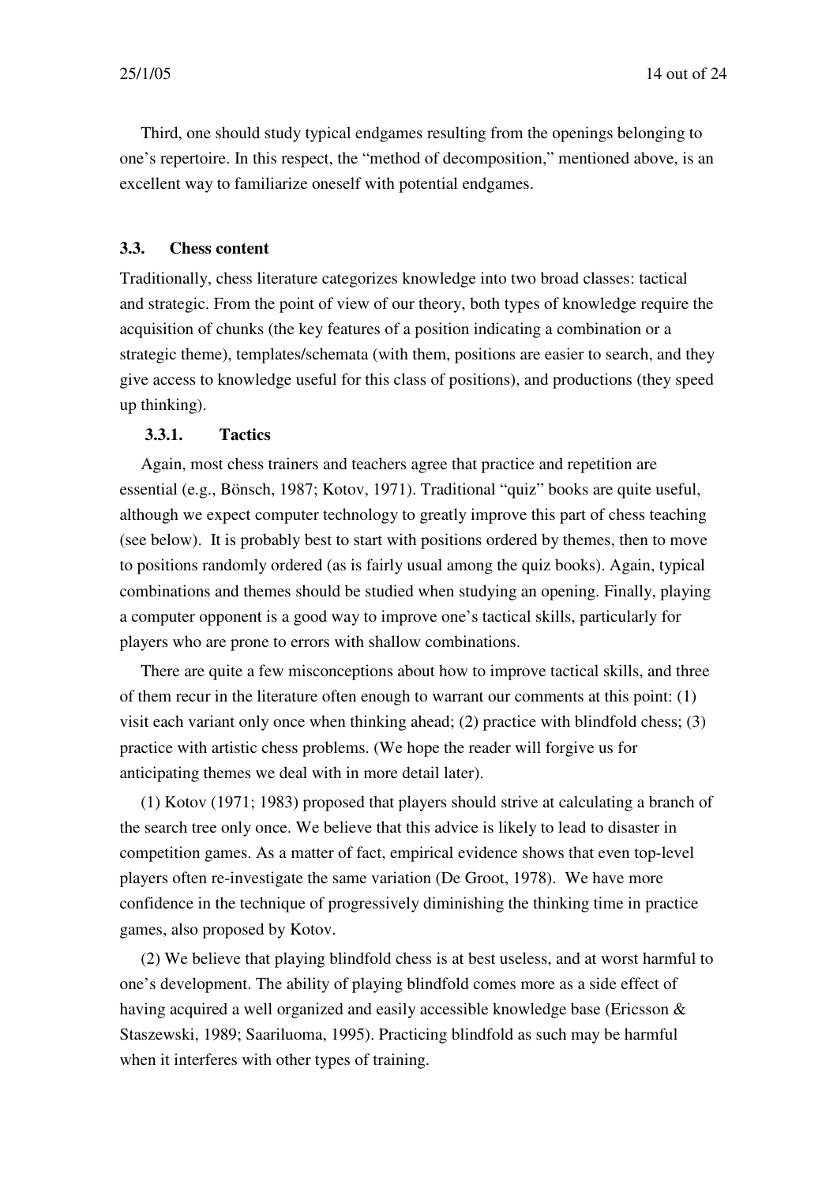Third, one should study typical endgames resulting from the openings belonging to one's repertoire. In this respect, the "method of decomposition," mentioned above, is an excellent way to familiarize oneself with potential endgames.

### 3.3. Chess content

Traditionally, chess literature categorizes knowledge into two broad classes: tactical and strategic. From the point of view of our theory, both types of knowledge require the acquisition of chunks (the key features of a position indicating a combination or a strategic theme), templates/schemata (with them, positions are easier to search, and they give access to knowledge useful for this class of positions), and productions (they speed up thinking).

#### 3.3.1. Tactics

Again, most chess trainers and teachers agree that practice and repetition are essential (e.g., Bönsch, 1987; Kotov, 1971). Traditional "quiz" books are quite useful, although we expect computer technology to greatly improve this part of chess teaching (see below). It is probably best to start with positions ordered by themes, then to move to positions randomly ordered (as is fairly usual among the quiz books). Again, typical combinations and themes should be studied when studying an opening. Finally, playing a computer opponent is a good way to improve one's tactical skills, particularly for players who are prone to errors with shallow combinations.

There are quite a few misconceptions about how to improve tactical skills, and three of them recur in the literature often enough to warrant our comments at this point: (1) visit each variant only once when thinking ahead; (2) practice with blindfold chess; (3) practice with artistic chess problems. (We hope the reader will forgive us for anticipating themes we deal with in more detail later).

(1) Kotov (1971; 1983) proposed that players should strive at calculating a branch of the search tree only once. We believe that this advice is likely to lead to disaster in competition games. As a matter of fact, empirical evidence shows that even top-level players often re-investigate the same variation (De Groot, 1978). We have more confidence in the technique of progressively diminishing the thinking time in practice games, also proposed by Kotov.

(2) We believe that playing blindfold chess is at best useless, and at worst harmful to one's development. The ability of playing blindfold comes more as a side effect of having acquired a well organized and easily accessible knowledge base (Ericsson & Staszewski, 1989; Saariluoma, 1995). Practicing blindfold as such may be harmful when it interferes with other types of training.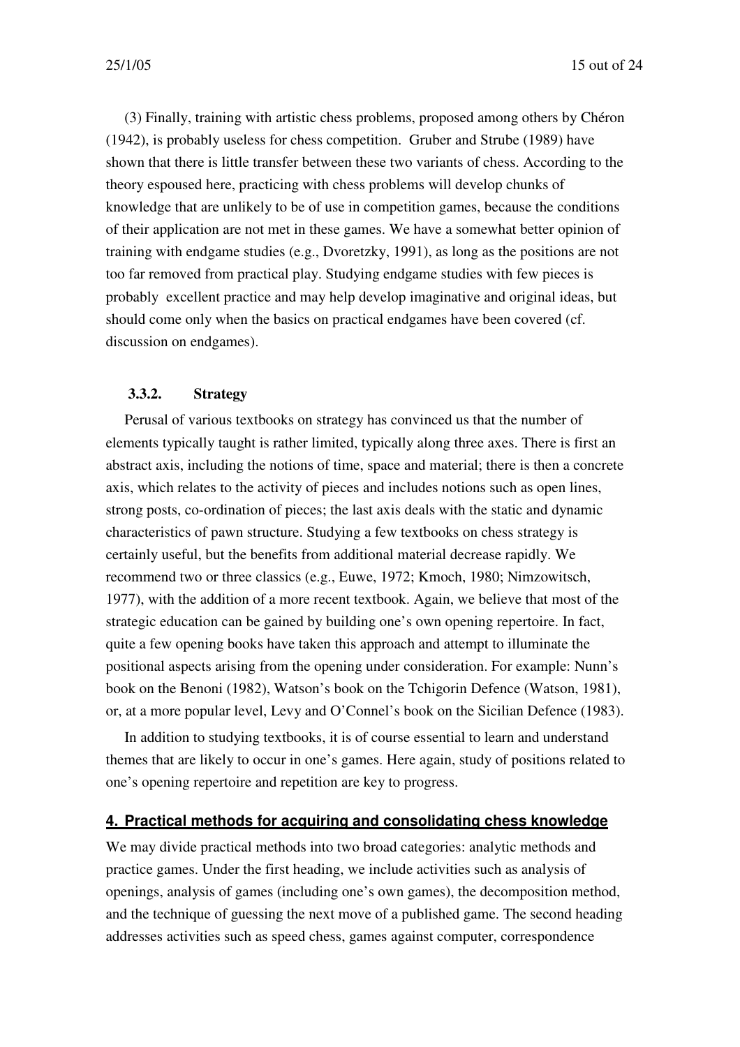(3) Finally, training with artistic chess problems, proposed among others by Chéron (1942), is probably useless for chess competition. Gruber and Strube (1989) have shown that there is little transfer between these two variants of chess. According to the theory espoused here, practicing with chess problems will develop chunks of knowledge that are unlikely to be of use in competition games, because the conditions of their application are not met in these games. We have a somewhat better opinion of training with endgame studies (e.g., Dvoretzky, 1991), as long as the positions are not too far removed from practical play. Studying endgame studies with few pieces is probably excellent practice and may help develop imaginative and original ideas, but should come only when the basics on practical endgames have been covered (cf. discussion on endgames).

### 3.3.2. Strategy

Perusal of various textbooks on strategy has convinced us that the number of elements typically taught is rather limited, typically along three axes. There is first an abstract axis, including the notions of time, space and material; there is then a concrete axis, which relates to the activity of pieces and includes notions such as open lines, strong posts, co-ordination of pieces; the last axis deals with the static and dynamic characteristics of pawn structure. Studying a few textbooks on chess strategy is certainly useful, but the benefits from additional material decrease rapidly. We recommend two or three classics (e.g., Euwe, 1972; Kmoch, 1980; Nimzowitsch, 1977), with the addition of a more recent textbook. Again, we believe that most of the strategic education can be gained by building one's own opening repertoire. In fact, quite a few opening books have taken this approach and attempt to illuminate the positional aspects arising from the opening under consideration. For example: Nunn's book on the Benoni (1982), Watson's book on the Tchigorin Defence (Watson, 1981), or, at a more popular level, Levy and O'Connel's book on the Sicilian Defence (1983).

In addition to studying textbooks, it is of course essential to learn and understand themes that are likely to occur in one's games. Here again, study of positions related to one's opening repertoire and repetition are key to progress.

## 4. Practical methods for acquiring and consolidating chess knowledge

We may divide practical methods into two broad categories: analytic methods and practice games. Under the first heading, we include activities such as analysis of openings, analysis of games (including one's own games), the decomposition method, and the technique of guessing the next move of a published game. The second heading addresses activities such as speed chess, games against computer, correspondence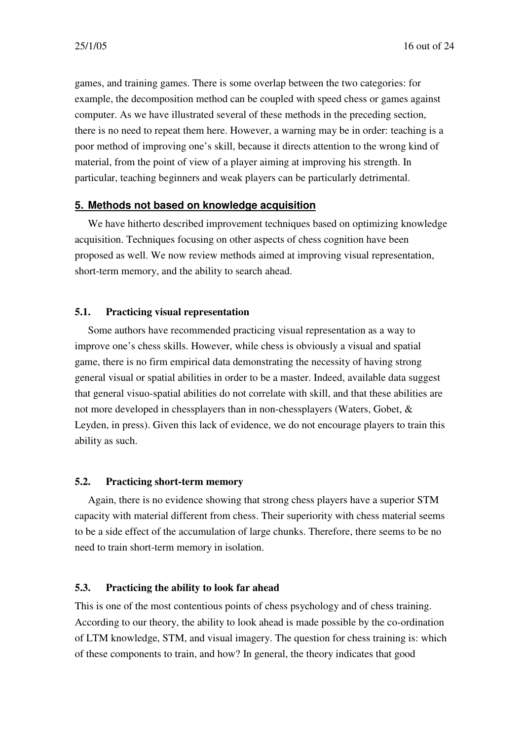games, and training games. There is some overlap between the two categories: for example, the decomposition method can be coupled with speed chess or games against computer. As we have illustrated several of these methods in the preceding section, there is no need to repeat them here. However, a warning may be in order: teaching is a poor method of improving one's skill, because it directs attention to the wrong kind of material, from the point of view of a player aiming at improving his strength. In particular, teaching beginners and weak players can be particularly detrimental.

## 5. Methods not based on knowledge acquisition

We have hitherto described improvement techniques based on optimizing knowledge acquisition. Techniques focusing on other aspects of chess cognition have been proposed as well. We now review methods aimed at improving visual representation, short-term memory, and the ability to search ahead.

### 5.1. Practicing visual representation

Some authors have recommended practicing visual representation as a way to improve one's chess skills. However, while chess is obviously a visual and spatial game, there is no firm empirical data demonstrating the necessity of having strong general visual or spatial abilities in order to be a master. Indeed, available data suggest that general visuo-spatial abilities do not correlate with skill, and that these abilities are not more developed in chessplayers than in non-chessplayers (Waters, Gobet, & Leyden, in press). Given this lack of evidence, we do not encourage players to train this ability as such.

### 5.2. Practicing short-term memory

Again, there is no evidence showing that strong chess players have a superior STM capacity with material different from chess. Their superiority with chess material seems to be a side effect of the accumulation of large chunks. Therefore, there seems to be no need to train short-term memory in isolation.

### 5.3. Practicing the ability to look far ahead

This is one of the most contentious points of chess psychology and of chess training. According to our theory, the ability to look ahead is made possible by the co-ordination of LTM knowledge, STM, and visual imagery. The question for chess training is: which of these components to train, and how? In general, the theory indicates that good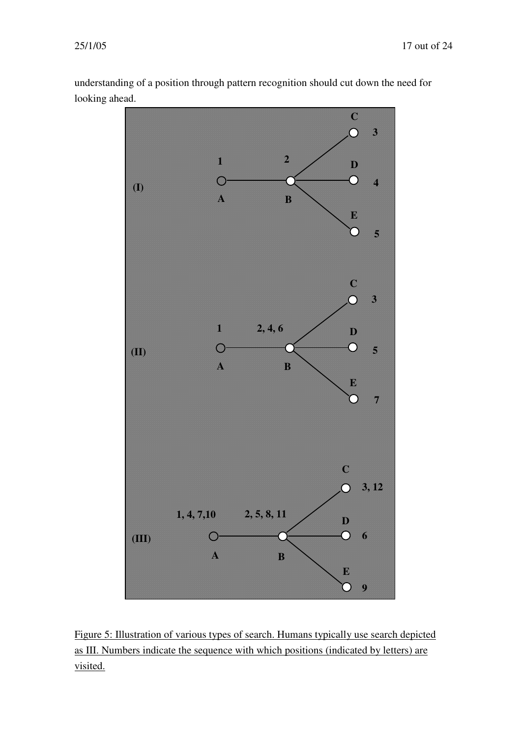understanding of a position through pattern recognition should cut down the need for looking ahead.

Figure 5: Illustration of various types of search. Humans typically use search depicted as III. Numbers indicate the sequence with which positions (indicated by letters) are visited.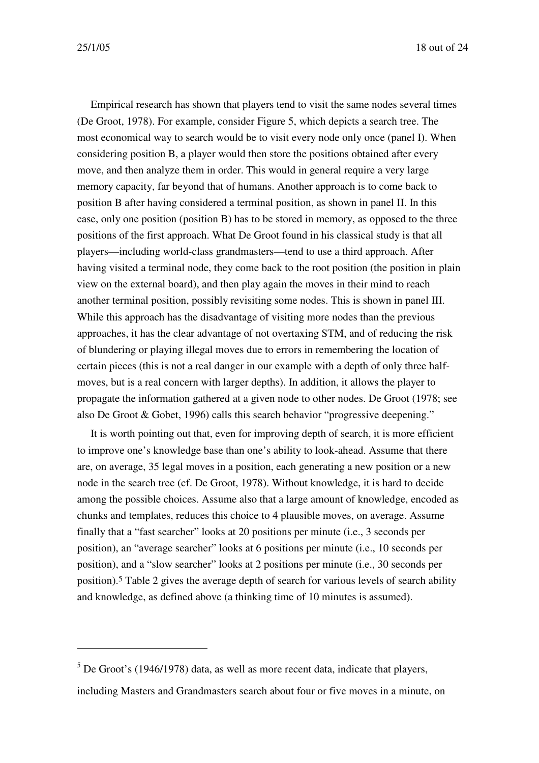Empirical research has shown that players tend to visit the same nodes several times (De Groot, 1978). For example, consider Figure 5, which depicts a search tree. The most economical way to search would be to visit every node only once (panel I). When considering position B, a player would then store the positions obtained after every move, and then analyze them in order. This would in general require a very large memory capacity, far beyond that of humans. Another approach is to come back to position B after having considered a terminal position, as shown in panel II. In this case, only one position (position B) has to be stored in memory, as opposed to the three positions of the first approach. What De Groot found in his classical study is that all players—including world-class grandmasters—tend to use a third approach. After having visited a terminal node, they come back to the root position (the position in plain view on the external board), and then play again the moves in their mind to reach another terminal position, possibly revisiting some nodes. This is shown in panel III. While this approach has the disadvantage of visiting more nodes than the previous approaches, it has the clear advantage of not overtaxing STM, and of reducing the risk of blundering or playing illegal moves due to errors in remembering the location of certain pieces (this is not a real danger in our example with a depth of only three half-moves, but is a real concern with larger depths). In addition, it allows the player to propagate the information gathered at a given node to other nodes. De Groot (1978; see also De Groot & Gobet, 1996) calls this search behavior "progressive deepening."

It is worth pointing out that, even for improving depth of search, it is more efficient to improve one's knowledge base than one's ability to look-ahead. Assume that there are, on average, 35 legal moves in a position, each generating a new position or a new node in the search tree (cf. De Groot, 1978). Without knowledge, it is hard to decide among the possible choices. Assume also that a large amount of knowledge, encoded as chunks and templates, reduces this choice to 4 plausible moves, on average. Assume finally that a "fast searcher" looks at 20 positions per minute (i.e., 3 seconds per position), an "average searcher" looks at 6 positions per minute (i.e., 10 seconds per position), and a "slow searcher" looks at 2 positions per minute (i.e., 30 seconds per position).[5] Table 2 gives the average depth of search for various levels of search ability and knowledge, as defined above (a thinking time of 10 minutes is assumed).

---

[5] De Groot's (1946/1978) data, as well as more recent data, indicate that players, including Masters and Grandmasters search about four or five moves in a minute, on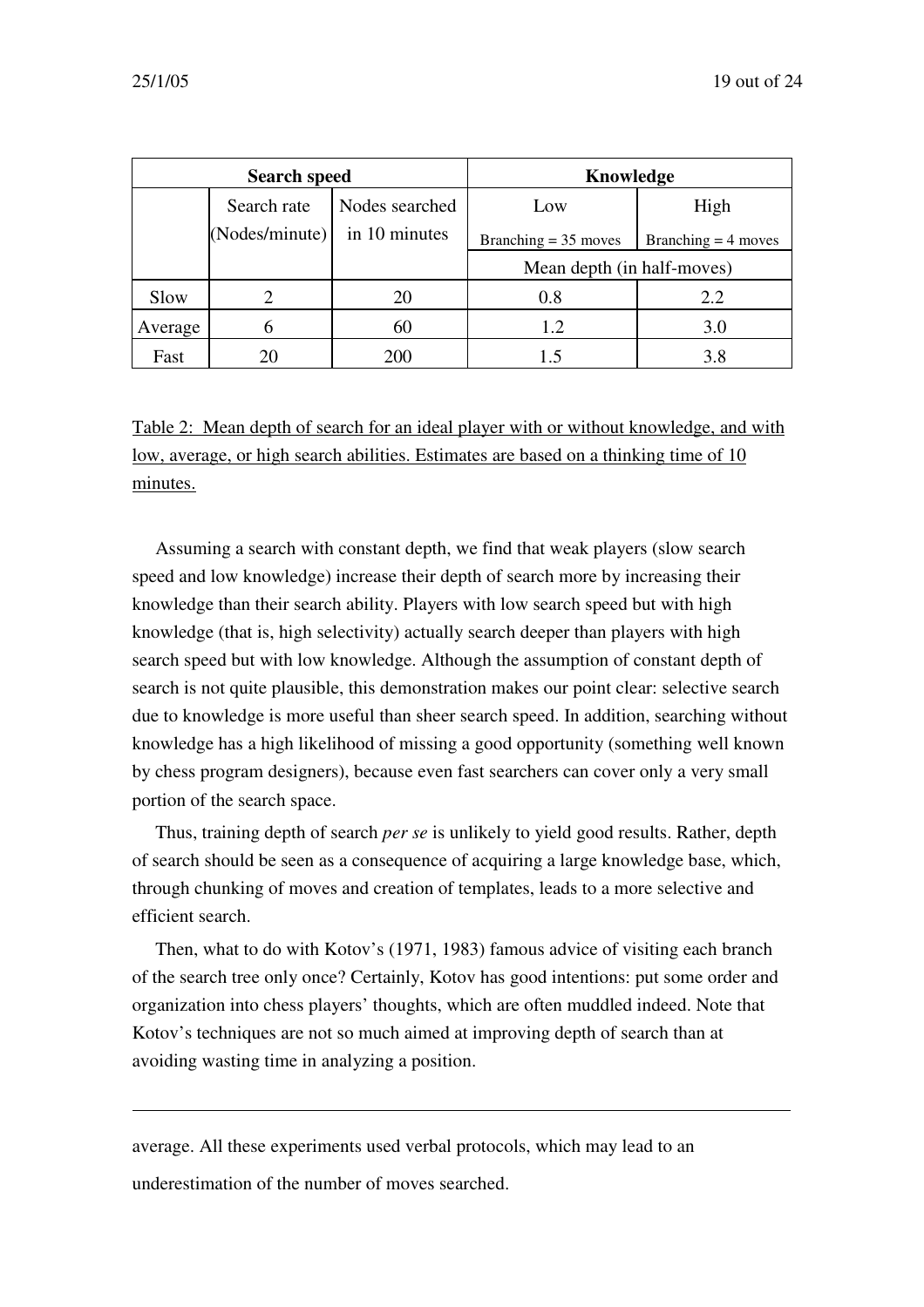| Search speed | | | Knowledge | |
|---|---|---|---|---|
| | Search rate (Nodes/minute) | Nodes searched in 10 minutes | Low<br>Branching = 35 moves | High<br>Branching = 4 moves |
| | | | Mean depth (in half-moves) | |
| Slow | 2 | 20 | 0.8 | 2.2 |
| Average | 6 | 60 | 1.2 | 3.0 |
| Fast | 20 | 200 | 1.5 | 3.8 |

Table 2: Mean depth of search for an ideal player with or without knowledge, and with low, average, or high search abilities. Estimates are based on a thinking time of 10 minutes.

Assuming a search with constant depth, we find that weak players (slow search speed and low knowledge) increase their depth of search more by increasing their knowledge than their search ability. Players with low search speed but with high knowledge (that is, high selectivity) actually search deeper than players with high search speed but with low knowledge. Although the assumption of constant depth of search is not quite plausible, this demonstration makes our point clear: selective search due to knowledge is more useful than sheer search speed. In addition, searching without knowledge has a high likelihood of missing a good opportunity (something well known by chess program designers), because even fast searchers can cover only a very small portion of the search space.

Thus, training depth of search *per se* is unlikely to yield good results. Rather, depth of search should be seen as a consequence of acquiring a large knowledge base, which, through chunking of moves and creation of templates, leads to a more selective and efficient search.

Then, what to do with Kotov's (1971, 1983) famous advice of visiting each branch of the search tree only once? Certainly, Kotov has good intentions: put some order and organization into chess players' thoughts, which are often muddled indeed. Note that Kotov's techniques are not so much aimed at improving depth of search than at avoiding wasting time in analyzing a position.

---

average. All these experiments used verbal protocols, which may lead to an underestimation of the number of moves searched.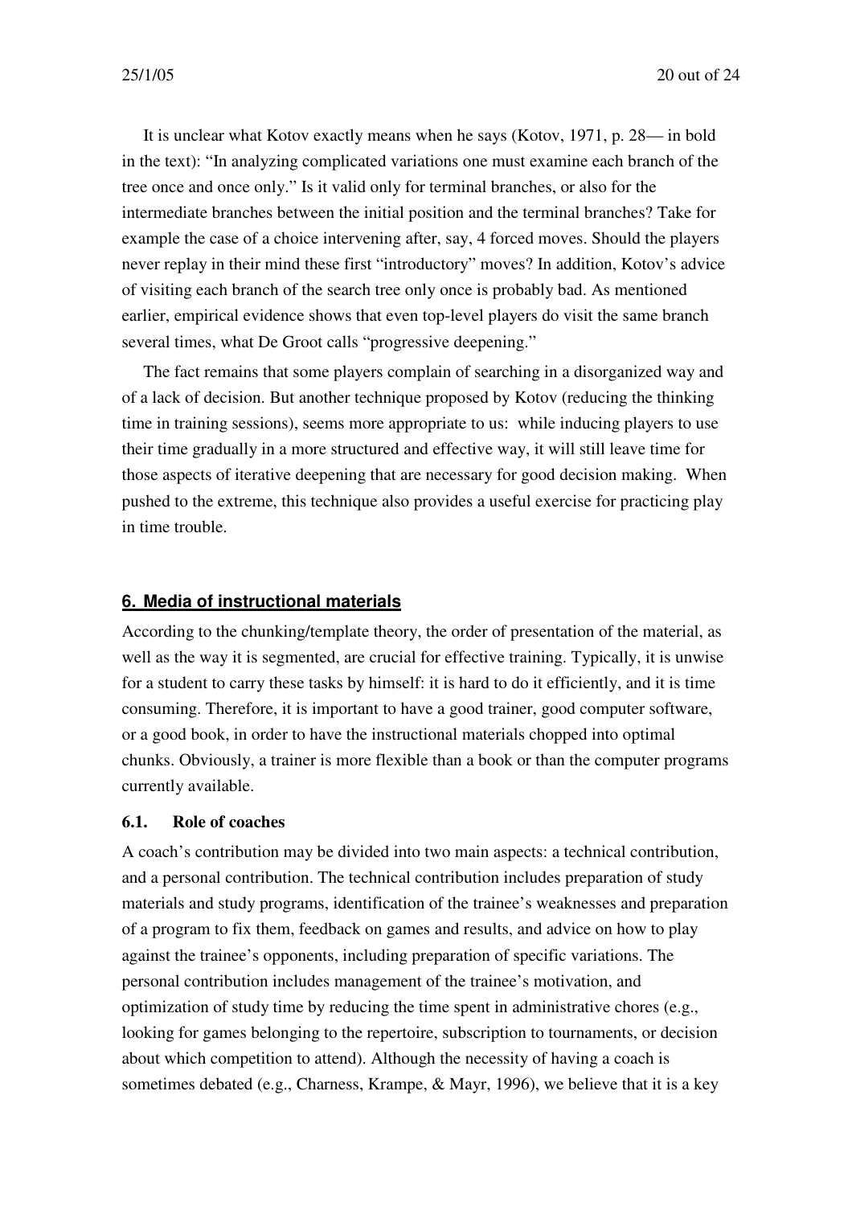It is unclear what Kotov exactly means when he says (Kotov, 1971, p. 28— in bold in the text): "In analyzing complicated variations one must examine each branch of the tree once and once only." Is it valid only for terminal branches, or also for the intermediate branches between the initial position and the terminal branches? Take for example the case of a choice intervening after, say, 4 forced moves. Should the players never replay in their mind these first "introductory" moves? In addition, Kotov's advice of visiting each branch of the search tree only once is probably bad. As mentioned earlier, empirical evidence shows that even top-level players do visit the same branch several times, what De Groot calls "progressive deepening."

The fact remains that some players complain of searching in a disorganized way and of a lack of decision. But another technique proposed by Kotov (reducing the thinking time in training sessions), seems more appropriate to us: while inducing players to use their time gradually in a more structured and effective way, it will still leave time for those aspects of iterative deepening that are necessary for good decision making. When pushed to the extreme, this technique also provides a useful exercise for practicing play in time trouble.

## 6. Media of instructional materials

According to the chunking/template theory, the order of presentation of the material, as well as the way it is segmented, are crucial for effective training. Typically, it is unwise for a student to carry these tasks by himself: it is hard to do it efficiently, and it is time consuming. Therefore, it is important to have a good trainer, good computer software, or a good book, in order to have the instructional materials chopped into optimal chunks. Obviously, a trainer is more flexible than a book or than the computer programs currently available.

### 6.1. Role of coaches

A coach's contribution may be divided into two main aspects: a technical contribution, and a personal contribution. The technical contribution includes preparation of study materials and study programs, identification of the trainee's weaknesses and preparation of a program to fix them, feedback on games and results, and advice on how to play against the trainee's opponents, including preparation of specific variations. The personal contribution includes management of the trainee's motivation, and optimization of study time by reducing the time spent in administrative chores (e.g., looking for games belonging to the repertoire, subscription to tournaments, or decision about which competition to attend). Although the necessity of having a coach is sometimes debated (e.g., Charness, Krampe, & Mayr, 1996), we believe that it is a key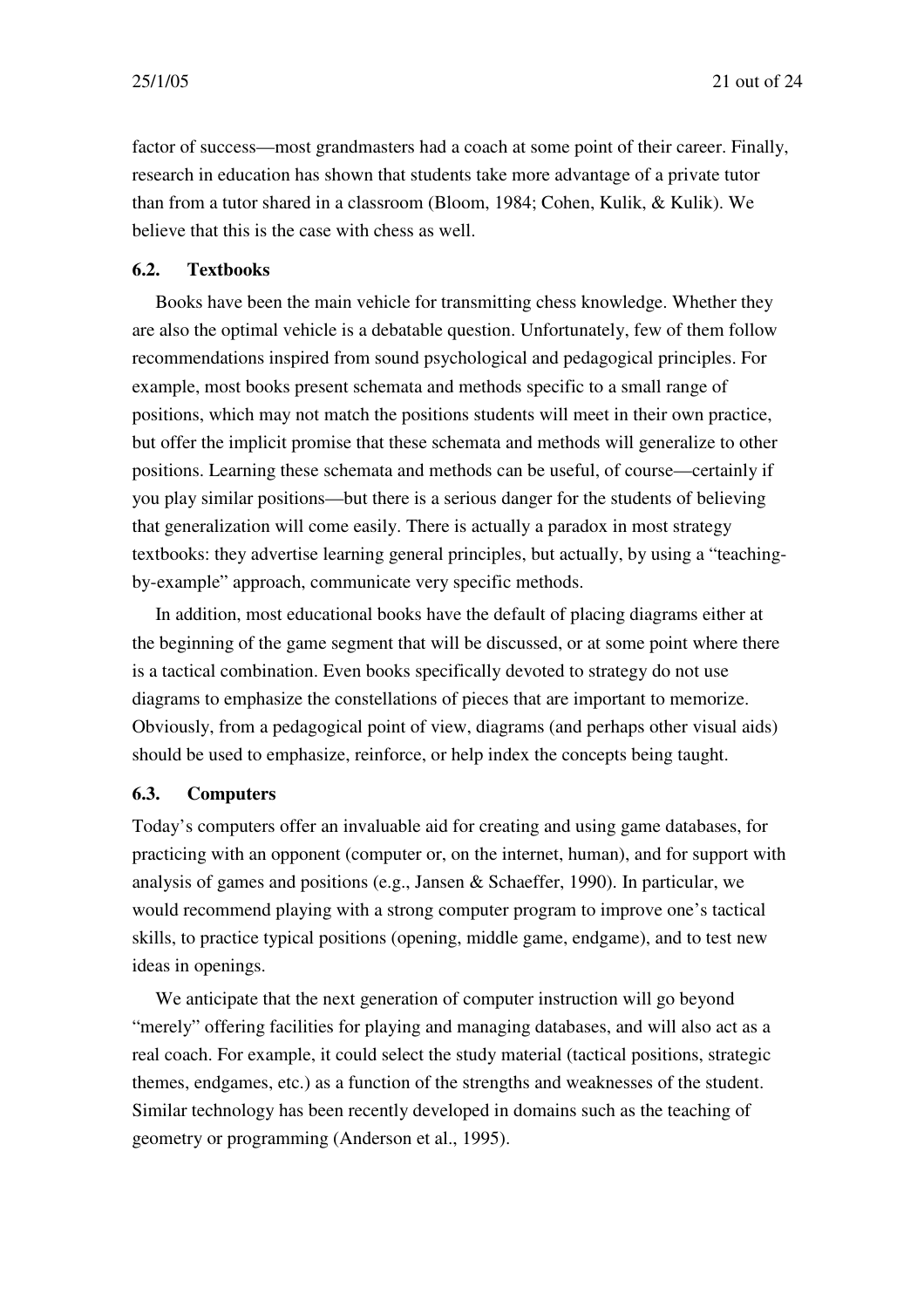factor of success—most grandmasters had a coach at some point of their career. Finally, research in education has shown that students take more advantage of a private tutor than from a tutor shared in a classroom (Bloom, 1984; Cohen, Kulik, & Kulik). We believe that this is the case with chess as well.

### 6.2. Textbooks

Books have been the main vehicle for transmitting chess knowledge. Whether they are also the optimal vehicle is a debatable question. Unfortunately, few of them follow recommendations inspired from sound psychological and pedagogical principles. For example, most books present schemata and methods specific to a small range of positions, which may not match the positions students will meet in their own practice, but offer the implicit promise that these schemata and methods will generalize to other positions. Learning these schemata and methods can be useful, of course—certainly if you play similar positions—but there is a serious danger for the students of believing that generalization will come easily. There is actually a paradox in most strategy textbooks: they advertise learning general principles, but actually, by using a "teaching-by-example" approach, communicate very specific methods.

In addition, most educational books have the default of placing diagrams either at the beginning of the game segment that will be discussed, or at some point where there is a tactical combination. Even books specifically devoted to strategy do not use diagrams to emphasize the constellations of pieces that are important to memorize. Obviously, from a pedagogical point of view, diagrams (and perhaps other visual aids) should be used to emphasize, reinforce, or help index the concepts being taught.

### 6.3. Computers

Today's computers offer an invaluable aid for creating and using game databases, for practicing with an opponent (computer or, on the internet, human), and for support with analysis of games and positions (e.g., Jansen & Schaeffer, 1990). In particular, we would recommend playing with a strong computer program to improve one's tactical skills, to practice typical positions (opening, middle game, endgame), and to test new ideas in openings.

We anticipate that the next generation of computer instruction will go beyond "merely" offering facilities for playing and managing databases, and will also act as a real coach. For example, it could select the study material (tactical positions, strategic themes, endgames, etc.) as a function of the strengths and weaknesses of the student. Similar technology has been recently developed in domains such as the teaching of geometry or programming (Anderson et al., 1995).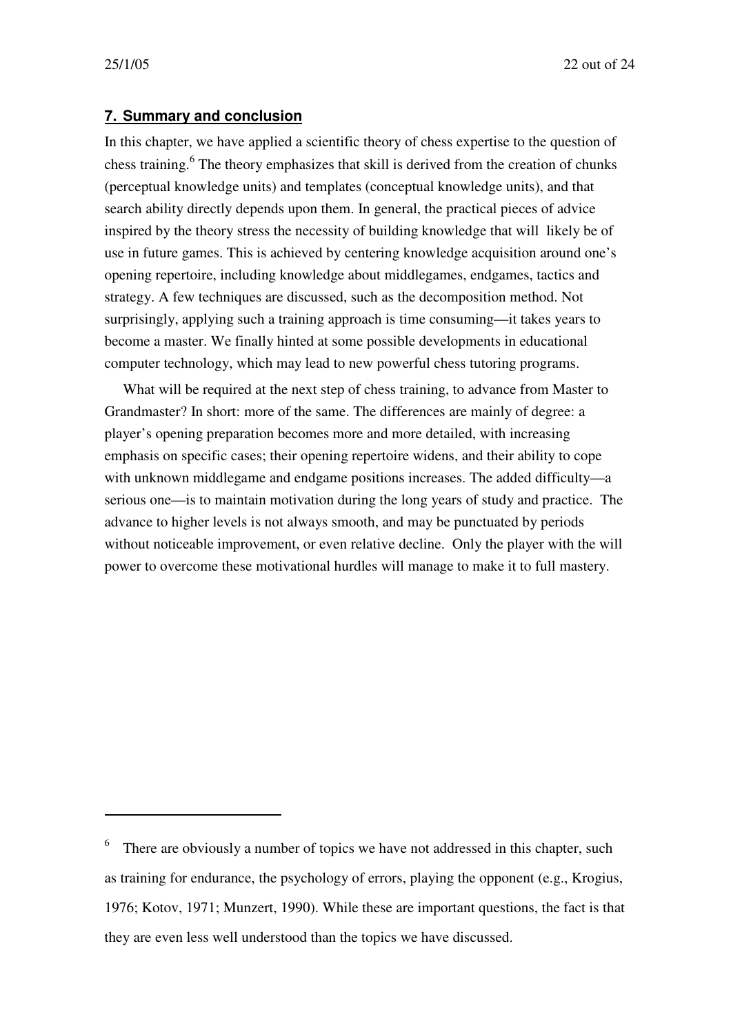## 7. Summary and conclusion

In this chapter, we have applied a scientific theory of chess expertise to the question of chess training.[6] The theory emphasizes that skill is derived from the creation of chunks (perceptual knowledge units) and templates (conceptual knowledge units), and that search ability directly depends upon them. In general, the practical pieces of advice inspired by the theory stress the necessity of building knowledge that will likely be of use in future games. This is achieved by centering knowledge acquisition around one's opening repertoire, including knowledge about middlegames, endgames, tactics and strategy. A few techniques are discussed, such as the decomposition method. Not surprisingly, applying such a training approach is time consuming—it takes years to become a master. We finally hinted at some possible developments in educational computer technology, which may lead to new powerful chess tutoring programs.

What will be required at the next step of chess training, to advance from Master to Grandmaster? In short: more of the same. The differences are mainly of degree: a player's opening preparation becomes more and more detailed, with increasing emphasis on specific cases; their opening repertoire widens, and their ability to cope with unknown middlegame and endgame positions increases. The added difficulty—a serious one—is to maintain motivation during the long years of study and practice. The advance to higher levels is not always smooth, and may be punctuated by periods without noticeable improvement, or even relative decline. Only the player with the will power to overcome these motivational hurdles will manage to make it to full mastery.

---

[6] There are obviously a number of topics we have not addressed in this chapter, such as training for endurance, the psychology of errors, playing the opponent (e.g., Krogius, 1976; Kotov, 1971; Munzert, 1990). While these are important questions, the fact is that they are even less well understood than the topics we have discussed.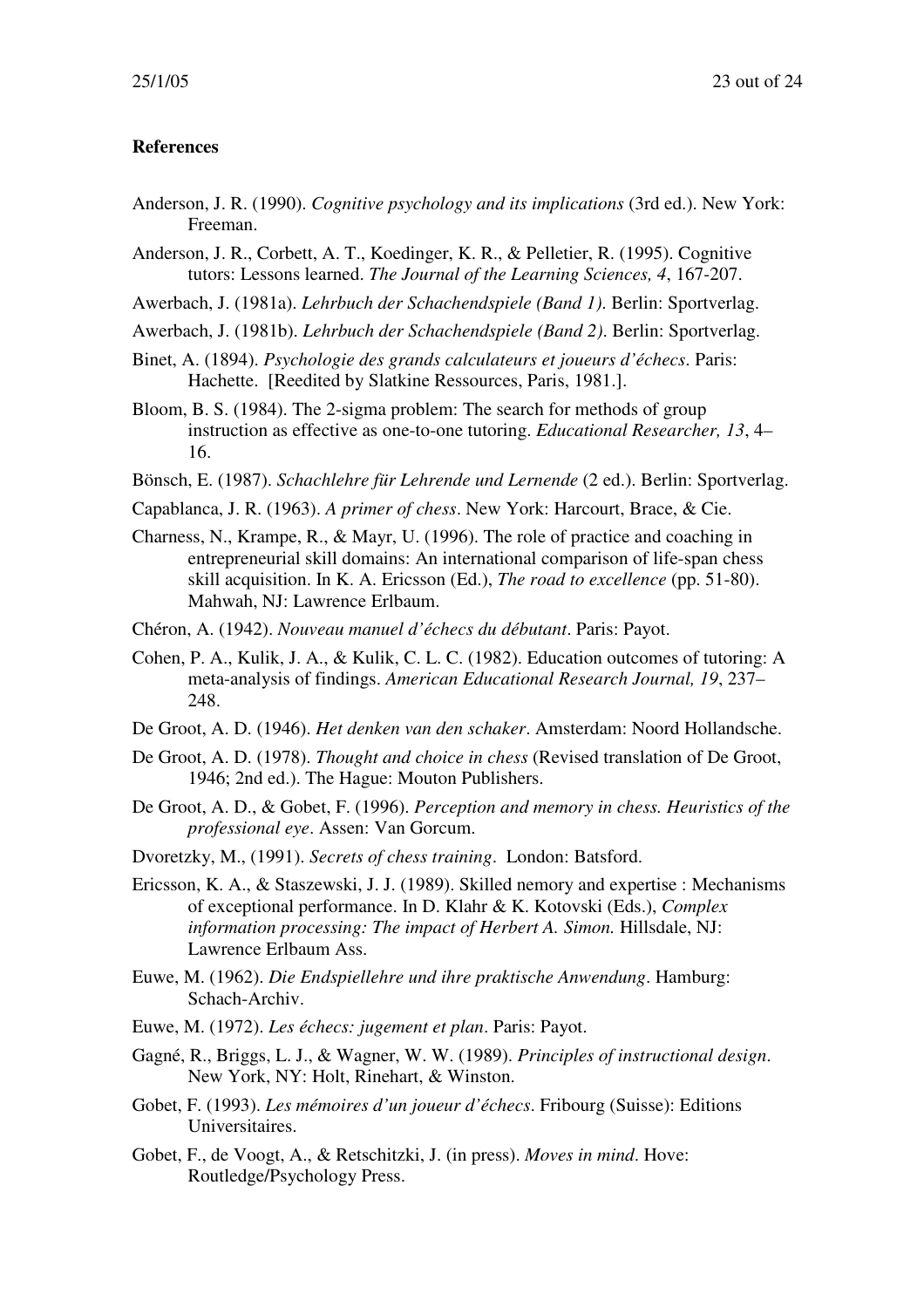**References**

Anderson, J. R. (1990). *Cognitive psychology and its implications* (3rd ed.). New York: Freeman.

Anderson, J. R., Corbett, A. T., Koedinger, K. R., & Pelletier, R. (1995). Cognitive tutors: Lessons learned. *The Journal of the Learning Sciences, 4*, 167-207.

Awerbach, J. (1981a). *Lehrbuch der Schachendspiele (Band 1)*. Berlin: Sportverlag.

Awerbach, J. (1981b). *Lehrbuch der Schachendspiele (Band 2)*. Berlin: Sportverlag.

Binet, A. (1894). *Psychologie des grands calculateurs et joueurs d'échecs*. Paris: Hachette. [Reedited by Slatkine Ressources, Paris, 1981.].

Bloom, B. S. (1984). The 2-sigma problem: The search for methods of group instruction as effective as one-to-one tutoring. *Educational Researcher, 13*, 4–16.

Bönsch, E. (1987). *Schachlehre für Lehrende und Lernende* (2 ed.). Berlin: Sportverlag.

Capablanca, J. R. (1963). *A primer of chess*. New York: Harcourt, Brace, & Cie.

Charness, N., Krampe, R., & Mayr, U. (1996). The role of practice and coaching in entrepreneurial skill domains: An international comparison of life-span chess skill acquisition. In K. A. Ericsson (Ed.), *The road to excellence* (pp. 51-80). Mahwah, NJ: Lawrence Erlbaum.

Chéron, A. (1942). *Nouveau manuel d'échecs du débutant*. Paris: Payot.

Cohen, P. A., Kulik, J. A., & Kulik, C. L. C. (1982). Education outcomes of tutoring: A meta-analysis of findings. *American Educational Research Journal, 19*, 237–248.

De Groot, A. D. (1946). *Het denken van den schaker*. Amsterdam: Noord Hollandsche.

De Groot, A. D. (1978). *Thought and choice in chess* (Revised translation of De Groot, 1946; 2nd ed.). The Hague: Mouton Publishers.

De Groot, A. D., & Gobet, F. (1996). *Perception and memory in chess. Heuristics of the professional eye*. Assen: Van Gorcum.

Dvoretzky, M., (1991). *Secrets of chess training*. London: Batsford.

Ericsson, K. A., & Staszewski, J. J. (1989). Skilled nemory and expertise : Mechanisms of exceptional performance. In D. Klahr & K. Kotovski (Eds.), *Complex information processing: The impact of Herbert A. Simon.* Hillsdale, NJ: Lawrence Erlbaum Ass.

Euwe, M. (1962). *Die Endspiellehre und ihre praktische Anwendung*. Hamburg: Schach-Archiv.

Euwe, M. (1972). *Les échecs: jugement et plan*. Paris: Payot.

Gagné, R., Briggs, L. J., & Wagner, W. W. (1989). *Principles of instructional design*. New York, NY: Holt, Rinehart, & Winston.

Gobet, F. (1993). *Les mémoires d'un joueur d'échecs*. Fribourg (Suisse): Editions Universitaires.

Gobet, F., de Voogt, A., & Retschitzki, J. (in press). *Moves in mind*. Hove: Routledge/Psychology Press.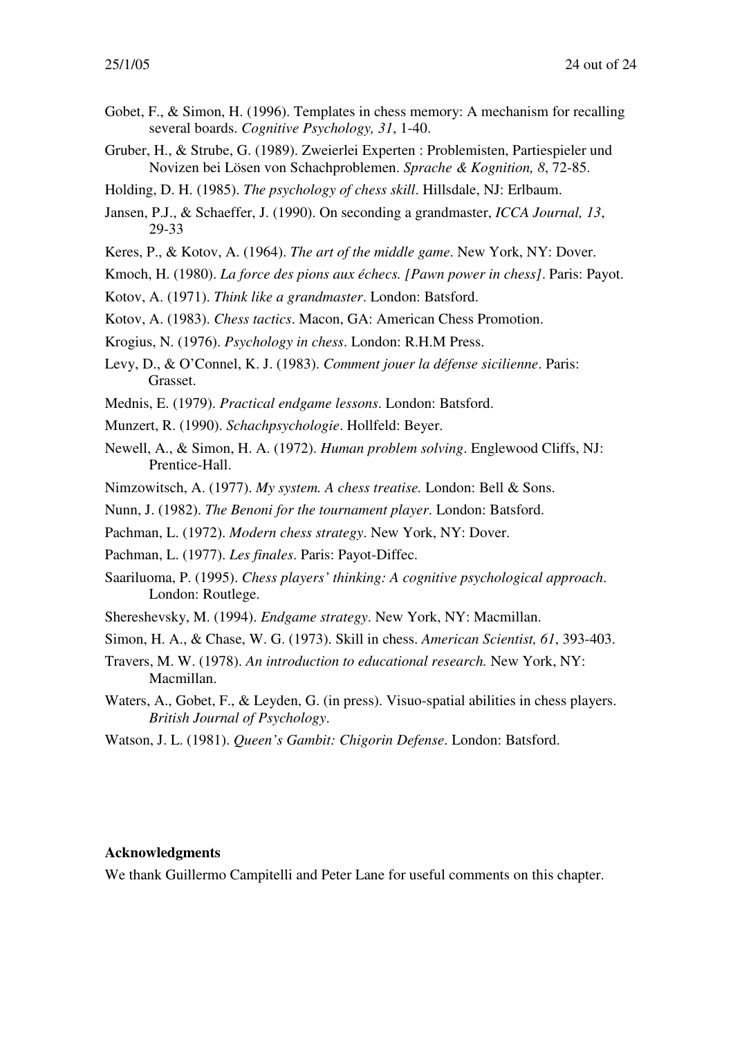Gobet, F., & Simon, H. (1996). Templates in chess memory: A mechanism for recalling several boards. *Cognitive Psychology, 31*, 1-40.

Gruber, H., & Strube, G. (1989). Zweierlei Experten : Problemisten, Partiespieler und Novizen bei Lösen von Schachproblemen. *Sprache & Kognition, 8*, 72-85.

Holding, D. H. (1985). *The psychology of chess skill*. Hillsdale, NJ: Erlbaum.

Jansen, P.J., & Schaeffer, J. (1990). On seconding a grandmaster, *ICCA Journal, 13*, 29-33

Keres, P., & Kotov, A. (1964). *The art of the middle game*. New York, NY: Dover.

Kmoch, H. (1980). *La force des pions aux échecs. [Pawn power in chess]*. Paris: Payot.

Kotov, A. (1971). *Think like a grandmaster*. London: Batsford.

Kotov, A. (1983). *Chess tactics*. Macon, GA: American Chess Promotion.

Krogius, N. (1976). *Psychology in chess*. London: R.H.M Press.

Levy, D., & O'Connel, K. J. (1983). *Comment jouer la défense sicilienne*. Paris: Grasset.

Mednis, E. (1979). *Practical endgame lessons*. London: Batsford.

Munzert, R. (1990). *Schachpsychologie*. Hollfeld: Beyer.

Newell, A., & Simon, H. A. (1972). *Human problem solving*. Englewood Cliffs, NJ: Prentice-Hall.

Nimzowitsch, A. (1977). *My system. A chess treatise.* London: Bell & Sons.

Nunn, J. (1982). *The Benoni for the tournament player*. London: Batsford.

Pachman, L. (1972). *Modern chess strategy*. New York, NY: Dover.

Pachman, L. (1977). *Les finales*. Paris: Payot-Diffec.

Saariluoma, P. (1995). *Chess players' thinking: A cognitive psychological approach*. London: Routlege.

Shereshevsky, M. (1994). *Endgame strategy*. New York, NY: Macmillan.

Simon, H. A., & Chase, W. G. (1973). Skill in chess. *American Scientist, 61*, 393-403.

Travers, M. W. (1978). *An introduction to educational research.* New York, NY: Macmillan.

Waters, A., Gobet, F., & Leyden, G. (in press). Visuo-spatial abilities in chess players. *British Journal of Psychology*.

Watson, J. L. (1981). *Queen's Gambit: Chigorin Defense*. London: Batsford.

**Acknowledgments**

We thank Guillermo Campitelli and Peter Lane for useful comments on this chapter.